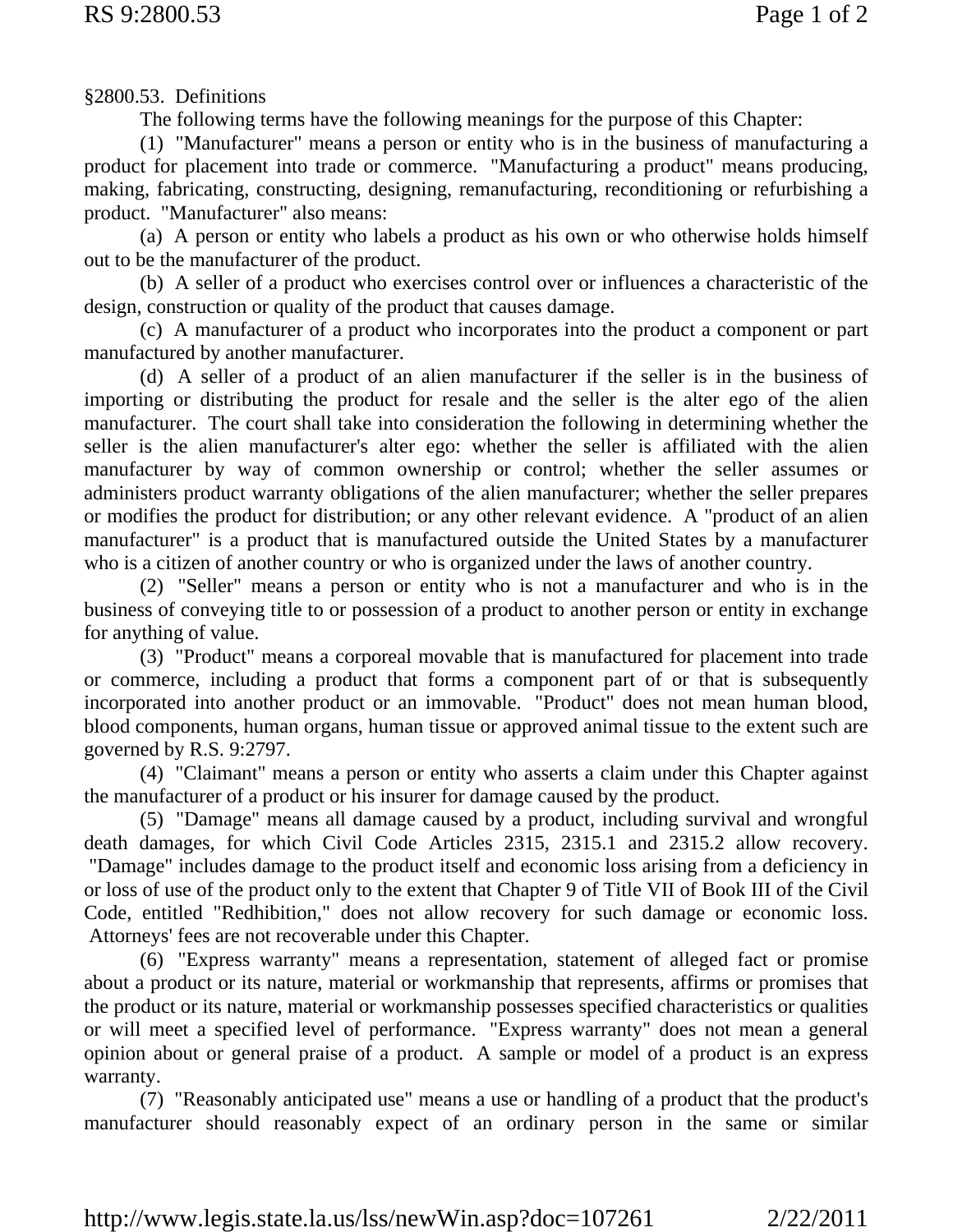§2800.53. Definitions

The following terms have the following meanings for the purpose of this Chapter:

(1) "Manufacturer" means a person or entity who is in the business of manufacturing a product for placement into trade or commerce. "Manufacturing a product" means producing, making, fabricating, constructing, designing, remanufacturing, reconditioning or refurbishing a product. "Manufacturer" also means:

(a) A person or entity who labels a product as his own or who otherwise holds himself out to be the manufacturer of the product.

(b) A seller of a product who exercises control over or influences a characteristic of the design, construction or quality of the product that causes damage.

(c) A manufacturer of a product who incorporates into the product a component or part manufactured by another manufacturer.

(d) A seller of a product of an alien manufacturer if the seller is in the business of importing or distributing the product for resale and the seller is the alter ego of the alien manufacturer. The court shall take into consideration the following in determining whether the seller is the alien manufacturer's alter ego: whether the seller is affiliated with the alien manufacturer by way of common ownership or control; whether the seller assumes or administers product warranty obligations of the alien manufacturer; whether the seller prepares or modifies the product for distribution; or any other relevant evidence. A "product of an alien manufacturer" is a product that is manufactured outside the United States by a manufacturer who is a citizen of another country or who is organized under the laws of another country.

(2) "Seller" means a person or entity who is not a manufacturer and who is in the business of conveying title to or possession of a product to another person or entity in exchange for anything of value.

(3) "Product" means a corporeal movable that is manufactured for placement into trade or commerce, including a product that forms a component part of or that is subsequently incorporated into another product or an immovable. "Product" does not mean human blood, blood components, human organs, human tissue or approved animal tissue to the extent such are governed by R.S. 9:2797.

(4) "Claimant" means a person or entity who asserts a claim under this Chapter against the manufacturer of a product or his insurer for damage caused by the product.

(5) "Damage" means all damage caused by a product, including survival and wrongful death damages, for which Civil Code Articles 2315, 2315.1 and 2315.2 allow recovery. "Damage" includes damage to the product itself and economic loss arising from a deficiency in or loss of use of the product only to the extent that Chapter 9 of Title VII of Book III of the Civil Code, entitled "Redhibition," does not allow recovery for such damage or economic loss. Attorneys' fees are not recoverable under this Chapter.

(6) "Express warranty" means a representation, statement of alleged fact or promise about a product or its nature, material or workmanship that represents, affirms or promises that the product or its nature, material or workmanship possesses specified characteristics or qualities or will meet a specified level of performance. "Express warranty" does not mean a general opinion about or general praise of a product. A sample or model of a product is an express warranty.

(7) "Reasonably anticipated use" means a use or handling of a product that the product's manufacturer should reasonably expect of an ordinary person in the same or similar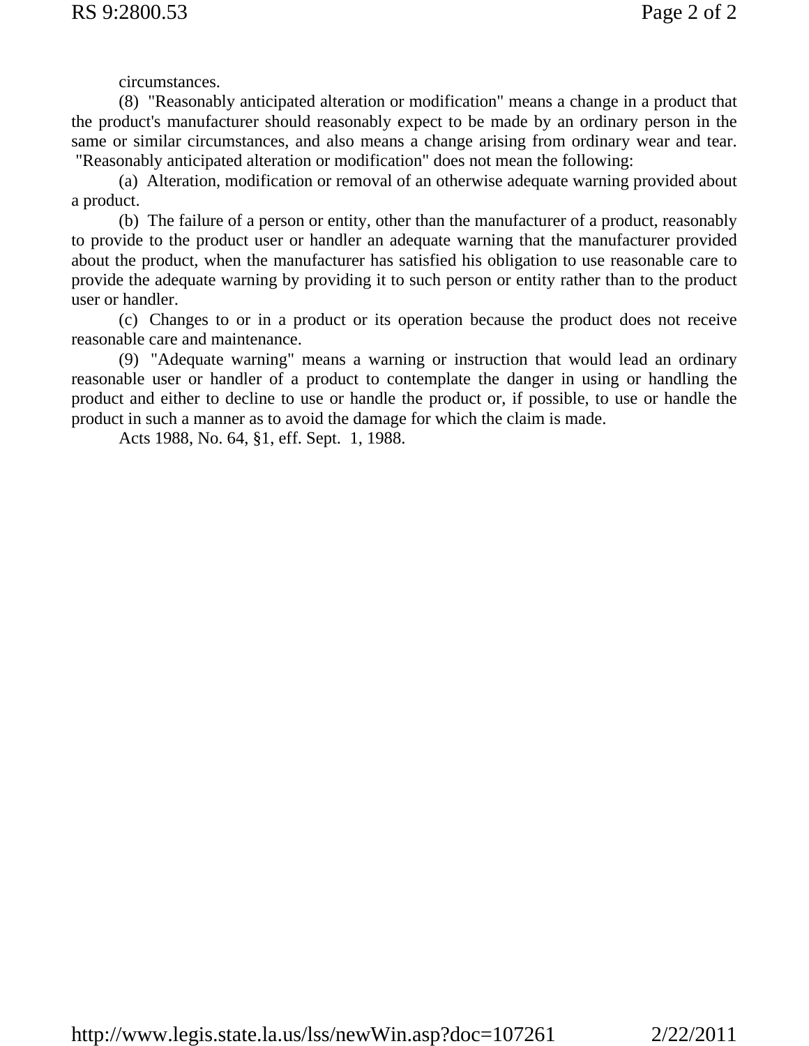circumstances.

(8) "Reasonably anticipated alteration or modification" means a change in a product that the product's manufacturer should reasonably expect to be made by an ordinary person in the same or similar circumstances, and also means a change arising from ordinary wear and tear. "Reasonably anticipated alteration or modification" does not mean the following:

(a) Alteration, modification or removal of an otherwise adequate warning provided about a product.

(b) The failure of a person or entity, other than the manufacturer of a product, reasonably to provide to the product user or handler an adequate warning that the manufacturer provided about the product, when the manufacturer has satisfied his obligation to use reasonable care to provide the adequate warning by providing it to such person or entity rather than to the product user or handler.

(c) Changes to or in a product or its operation because the product does not receive reasonable care and maintenance.

(9) "Adequate warning" means a warning or instruction that would lead an ordinary reasonable user or handler of a product to contemplate the danger in using or handling the product and either to decline to use or handle the product or, if possible, to use or handle the product in such a manner as to avoid the damage for which the claim is made.

Acts 1988, No. 64, §1, eff. Sept. 1, 1988.